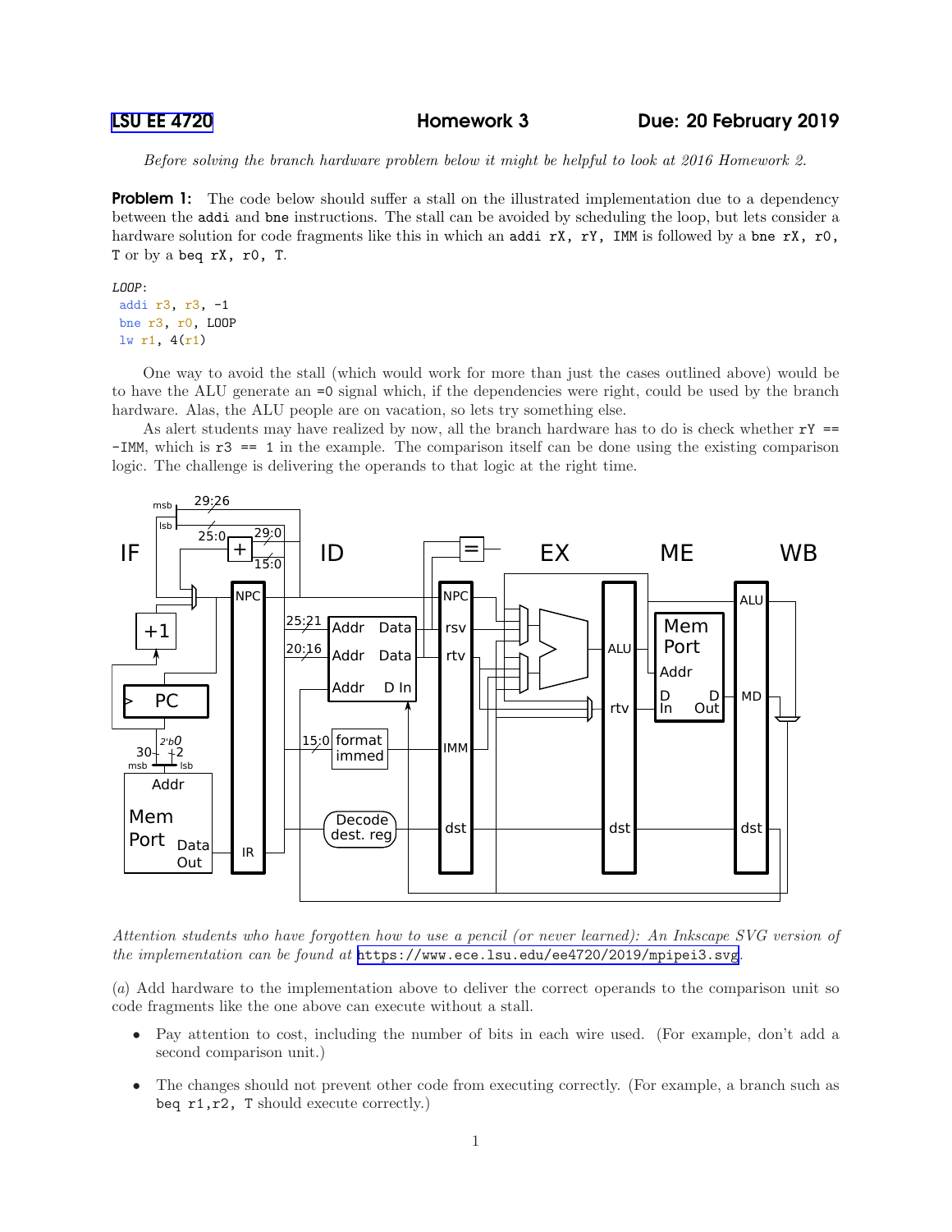LSU EE 4720 **Homework 3** **Due: 20 February 2019**

*Before solving the branch hardware problem below it might be helpful to look at 2016 Homework 2.*

**Problem 1:** The code below should suffer a stall on the illustrated implementation due to a dependency between the `addi` and `bne` instructions. The stall can be avoided by scheduling the loop, but lets consider a hardware solution for code fragments like this in which an `addi rX, rY, IMM` is followed by a `bne rX, r0, T` or by a `beq rX, r0, T`.

```
LOOP:
 addi r3, r3, -1
 bne r3, r0, LOOP
 lw r1, 4(r1)
```

One way to avoid the stall (which would work for more than just the cases outlined above) would be to have the ALU generate an `=0` signal which, if the dependencies were right, could be used by the branch hardware. Alas, the ALU people are on vacation, so lets try something else.

As alert students may have realized by now, all the branch hardware has to do is check whether `rY == -IMM`, which is `r3 == 1` in the example. The comparison itself can be done using the existing comparison logic. The challenge is delivering the operands to that logic at the right time.

*Attention students who have forgotten how to use a pencil (or never learned): An Inkscape SVG version of the implementation can be found at* https://www.ece.lsu.edu/ee4720/2019/mpipei3.svg.

(*a*) Add hardware to the implementation above to deliver the correct operands to the comparison unit so code fragments like the one above can execute without a stall.

- Pay attention to cost, including the number of bits in each wire used. (For example, don't add a second comparison unit.)
- The changes should not prevent other code from executing correctly. (For example, a branch such as `beq r1,r2, T` should execute correctly.)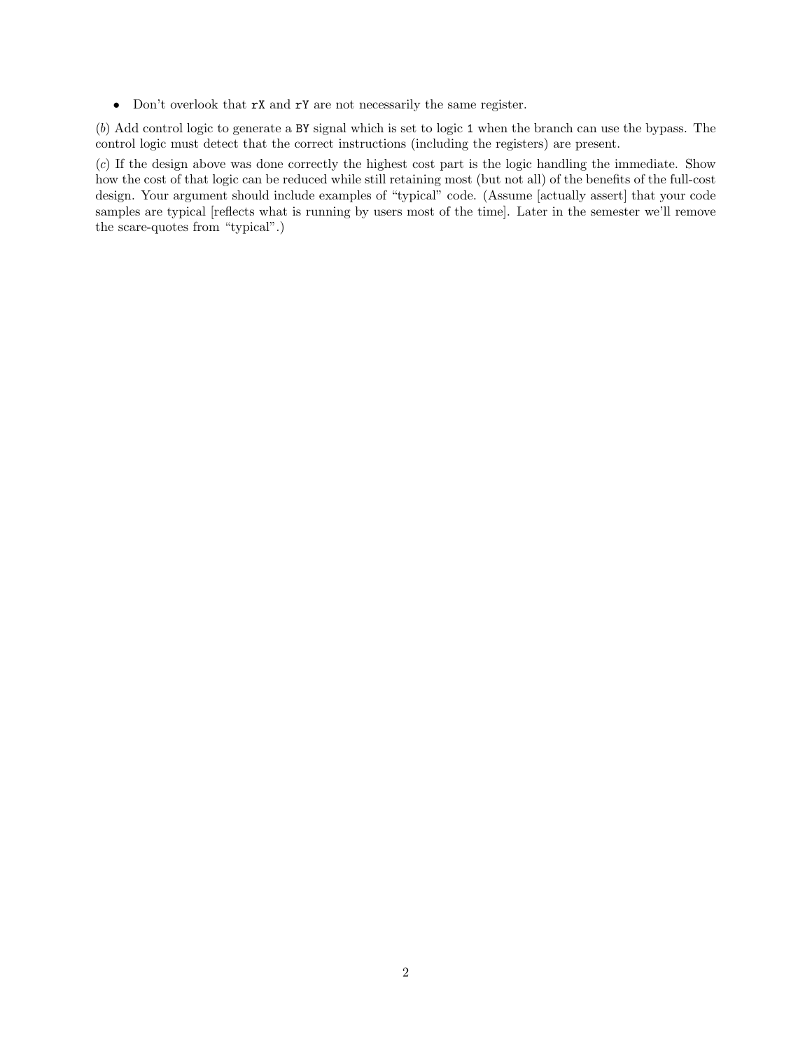- Don't overlook that `rX` and `rY` are not necessarily the same register.

(*b*) Add control logic to generate a `BY` signal which is set to logic `1` when the branch can use the bypass. The control logic must detect that the correct instructions (including the registers) are present.

(*c*) If the design above was done correctly the highest cost part is the logic handling the immediate. Show how the cost of that logic can be reduced while still retaining most (but not all) of the benefits of the full-cost design. Your argument should include examples of "typical" code. (Assume [actually assert] that your code samples are typical [reflects what is running by users most of the time]. Later in the semester we'll remove the scare-quotes from "typical".)